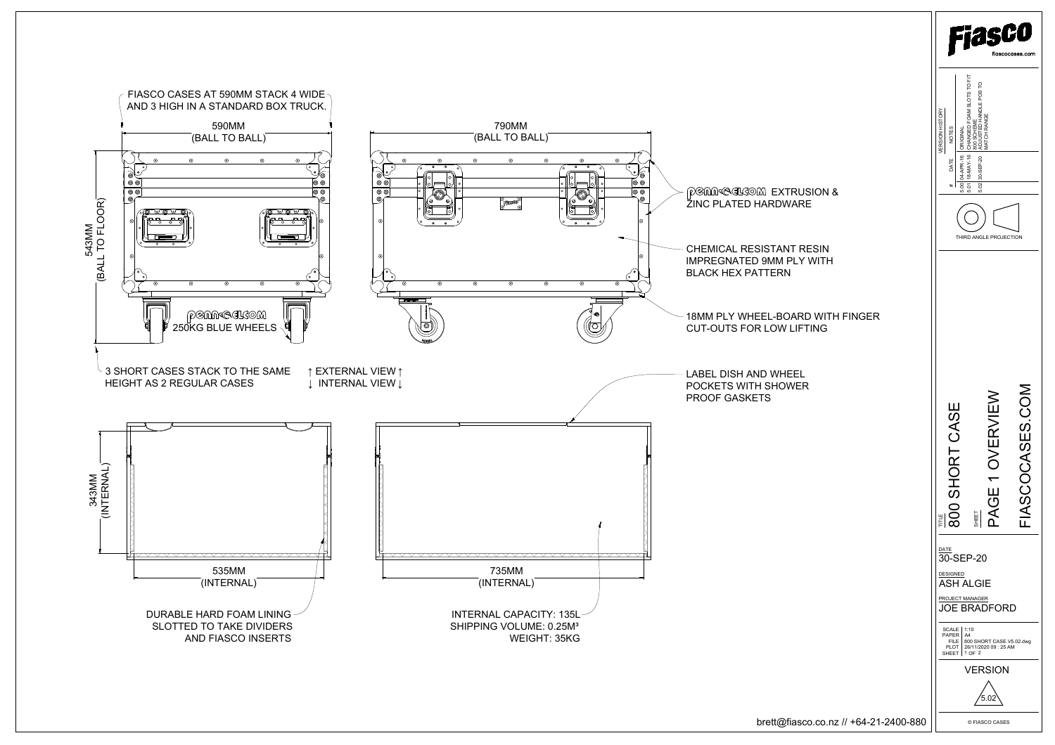FIASCO CASES AT 590MM STACK 4 WIDE AND 3 HIGH IN A STANDARD BOX TRUCK.

590MM (BALL TO BALL)

790MM (BALL TO BALL)

543MM (BALL TO FLOOR)

PENN-ELCOM EXTRUSION & ZINC PLATED HARDWARE

CHEMICAL RESISTANT RESIN IMPREGNATED 9MM PLY WITH BLACK HEX PATTERN

18MM PLY WHEEL-BOARD WITH FINGER CUT-OUTS FOR LOW LIFTING

PENN-ELCOM 250KG BLUE WHEELS

3 SHORT CASES STACK TO THE SAME HEIGHT AS 2 REGULAR CASES

↑ EXTERNAL VIEW ↑
↓ INTERNAL VIEW ↓

LABEL DISH AND WHEEL POCKETS WITH SHOWER PROOF GASKETS

343MM (INTERNAL)

535MM (INTERNAL)

735MM (INTERNAL)

DURABLE HARD FOAM LINING SLOTTED TO TAKE DIVIDERS AND FIASCO INSERTS

INTERNAL CAPACITY: 135L
SHIPPING VOLUME: 0.25M³
WEIGHT: 35KG

brett@fiasco.co.nz // +64-21-2400-880

# Fiasco

fiascocases.com

VERSION HISTORY

| # | DATE | NOTES |
|---|---|---|
| 5.00 | 04-APR-16 | ORIGINAL |
| 5.01 | 18-MAY-16 | CHANGED FOAM SLOTS TO FIT 800 SCHEME |
| 5.02 | 30-SEP-20 | ADJUSTED HANDLE POS TO MATCH RANGE |

THIRD ANGLE PROJECTION

TITLE: 800 SHORT CASE

SHEET: PAGE 1 OVERVIEW

FIASCOCASES.COM

DATE: 30-SEP-20

DESIGNED: ASH ALGIE

PROJECT MANAGER: JOE BRADFORD

| | |
|---|---|
| SCALE | 1:10 |
| PAPER | A4 |
| FILE | 800 SHORT CASE V5.02.dwg |
| PLOT | 26/11/2020 09 : 25 AM |
| SHEET | 1 OF 2 |

VERSION: 5.02

© FIASCO CASES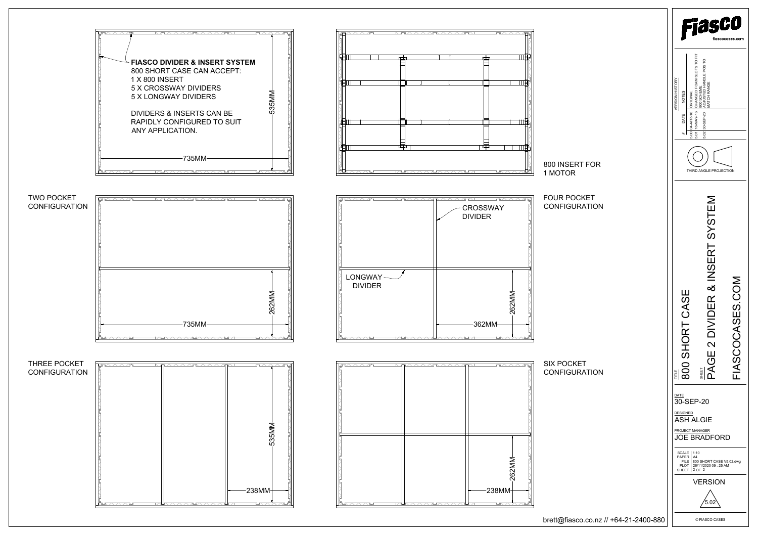**FIASCO DIVIDER & INSERT SYSTEM**
800 SHORT CASE CAN ACCEPT:
1 X 800 INSERT
5 X CROSSWAY DIVIDERS
5 X LONGWAY DIVIDERS

DIVIDERS & INSERTS CAN BE RAPIDLY CONFIGURED TO SUIT ANY APPLICATION.

535MM
735MM

800 INSERT FOR 1 MOTOR

TWO POCKET CONFIGURATION

262MM
735MM

FOUR POCKET CONFIGURATION

CROSSWAY DIVIDER
LONGWAY DIVIDER
262MM
362MM

THREE POCKET CONFIGURATION

535MM
238MM

SIX POCKET CONFIGURATION

262MM
238MM

brett@fiasco.co.nz // +64-21-2400-880

Fiasco
fiascocases.com

VERSION HISTORY

| # | DATE | NOTES |
| --- | --- | --- |
| 5.00 | 04-APR-16 | ORIGINAL |
| 5.01 | 18-MAY-16 | CHANGED FOAM SLOTS TO FIT 800 SCHEME |
| 5.02 | 30-SEP-20 | ADJUSTED HANDLE POS TO MATCH RANGE |

THIRD ANGLE PROJECTION

TITLE
800 SHORT CASE

SHEET
PAGE 2 DIVIDER & INSERT SYSTEM

FIASCOCASES.COM

DATE
30-SEP-20

DESIGNED
ASH ALGIE

PROJECT MANAGER
JOE BRADFORD

| | |
| --- | --- |
| SCALE | 1:10 |
| PAPER | A4 |
| FILE | 800 SHORT CASE V5.02.dwg |
| PLOT | 26/11/2020 09 : 25 AM |
| SHEET | 2 OF 2 |

VERSION
5.02

© FIASCO CASES